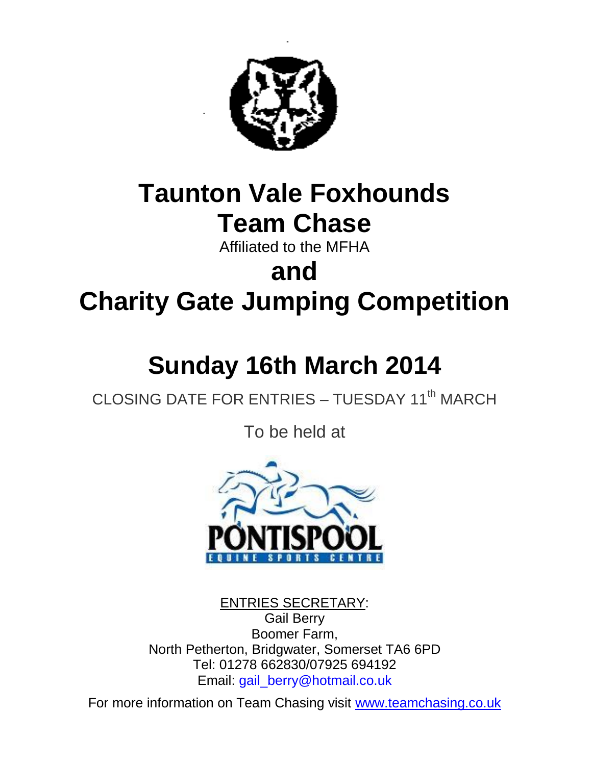# Taunton Vale Foxhounds Team Chase

Affiliated to the MFHA

# and

# Charity Gate Jumping Competition

# Sunday 16th March 2014

CLOSING DATE FOR ENTRIES – TUESDAY 11th MARCH

To be held at

PONTISPOOL

EQUINE SPORTS CENTRE

ENTRIES SECRETARY:

Gail Berry
Boomer Farm,
North Petherton, Bridgwater, Somerset TA6 6PD
Tel: 01278 662830/07925 694192
Email: gail_berry@hotmail.co.uk

For more information on Team Chasing visit www.teamchasing.co.uk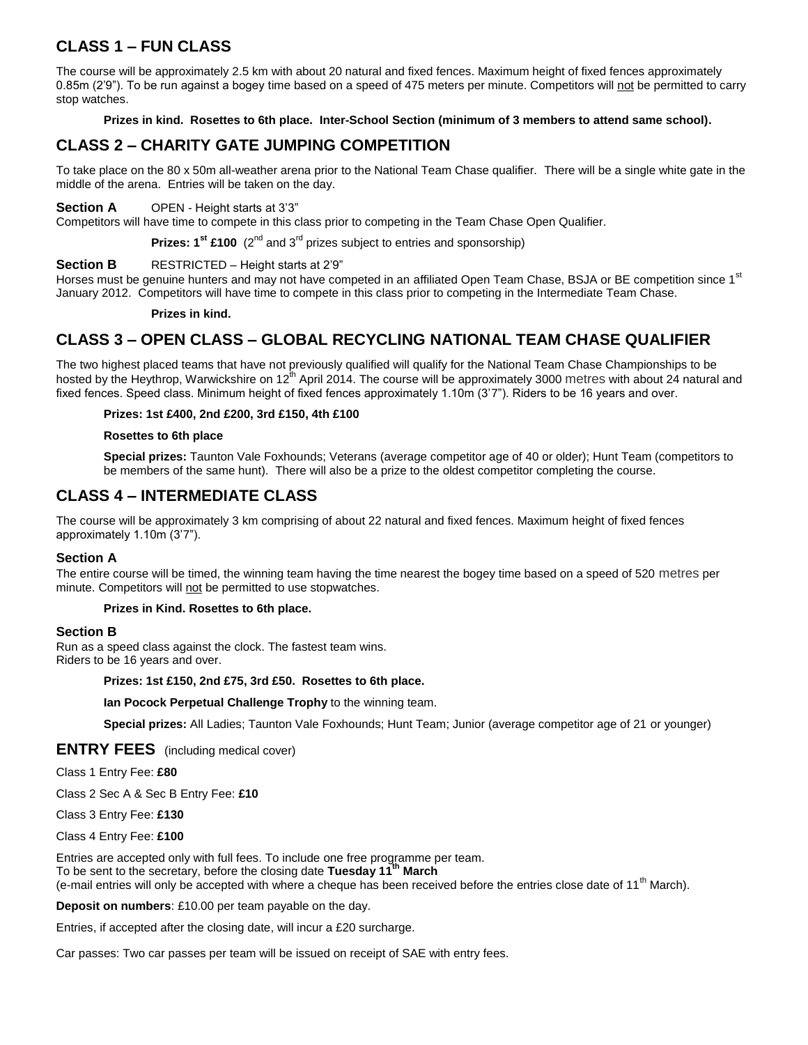## CLASS 1 – FUN CLASS

The course will be approximately 2.5 km with about 20 natural and fixed fences. Maximum height of fixed fences approximately 0.85m (2'9"). To be run against a bogey time based on a speed of 475 meters per minute. Competitors will not be permitted to carry stop watches.

**Prizes in kind. Rosettes to 6th place. Inter-School Section (minimum of 3 members to attend same school).**

## CLASS 2 – CHARITY GATE JUMPING COMPETITION

To take place on the 80 x 50m all-weather arena prior to the National Team Chase qualifier. There will be a single white gate in the middle of the arena. Entries will be taken on the day.

**Section A** OPEN - Height starts at 3'3"

Competitors will have time to compete in this class prior to competing in the Team Chase Open Qualifier.

**Prizes: 1st £100** (2nd and 3rd prizes subject to entries and sponsorship)

**Section B** RESTRICTED – Height starts at 2'9"

Horses must be genuine hunters and may not have competed in an affiliated Open Team Chase, BSJA or BE competition since 1st January 2012. Competitors will have time to compete in this class prior to competing in the Intermediate Team Chase.

**Prizes in kind.**

## CLASS 3 – OPEN CLASS – GLOBAL RECYCLING NATIONAL TEAM CHASE QUALIFIER

The two highest placed teams that have not previously qualified will qualify for the National Team Chase Championships to be hosted by the Heythrop, Warwickshire on 12th April 2014. The course will be approximately 3000 metres with about 24 natural and fixed fences. Speed class. Minimum height of fixed fences approximately 1.10m (3'7"). Riders to be 16 years and over.

**Prizes: 1st £400, 2nd £200, 3rd £150, 4th £100**

**Rosettes to 6th place**

**Special prizes:** Taunton Vale Foxhounds; Veterans (average competitor age of 40 or older); Hunt Team (competitors to be members of the same hunt). There will also be a prize to the oldest competitor completing the course.

## CLASS 4 – INTERMEDIATE CLASS

The course will be approximately 3 km comprising of about 22 natural and fixed fences. Maximum height of fixed fences approximately 1.10m (3'7").

### Section A

The entire course will be timed, the winning team having the time nearest the bogey time based on a speed of 520 metres per minute. Competitors will not be permitted to use stopwatches.

**Prizes in Kind. Rosettes to 6th place.**

### Section B

Run as a speed class against the clock. The fastest team wins.
Riders to be 16 years and over.

**Prizes: 1st £150, 2nd £75, 3rd £50. Rosettes to 6th place.**

**Ian Pocock Perpetual Challenge Trophy** to the winning team.

**Special prizes:** All Ladies; Taunton Vale Foxhounds; Hunt Team; Junior (average competitor age of 21 or younger)

## ENTRY FEES (including medical cover)

Class 1 Entry Fee: **£80**

Class 2 Sec A & Sec B Entry Fee: **£10**

Class 3 Entry Fee: **£130**

Class 4 Entry Fee: **£100**

Entries are accepted only with full fees. To include one free programme per team.
To be sent to the secretary, before the closing date **Tuesday 11th March**
(e-mail entries will only be accepted with where a cheque has been received before the entries close date of 11th March).

**Deposit on numbers**: £10.00 per team payable on the day.

Entries, if accepted after the closing date, will incur a £20 surcharge.

Car passes: Two car passes per team will be issued on receipt of SAE with entry fees.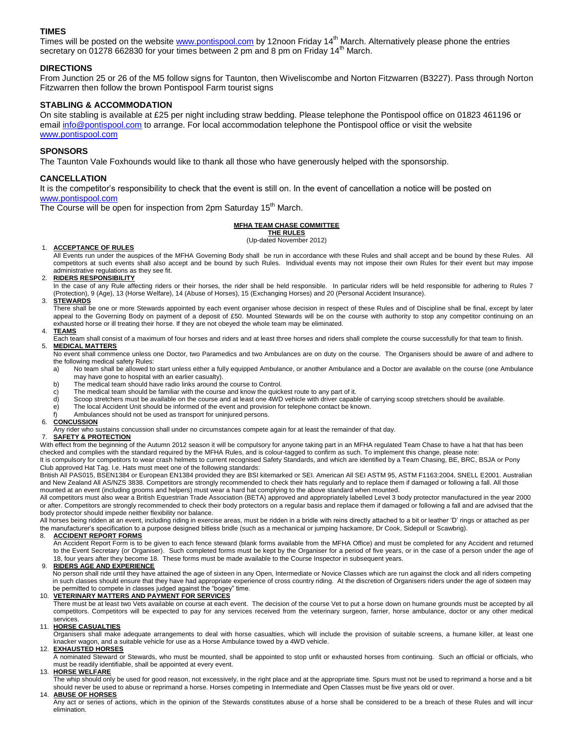## TIMES

Times will be posted on the website www.pontispool.com by 12noon Friday 14th March. Alternatively please phone the entries secretary on 01278 662830 for your times between 2 pm and 8 pm on Friday 14th March.

## DIRECTIONS

From Junction 25 or 26 of the M5 follow signs for Taunton, then Wiveliscombe and Norton Fitzwarren (B3227). Pass through Norton Fitzwarren then follow the brown Pontispool Farm tourist signs

## STABLING & ACCOMMODATION

On site stabling is available at £25 per night including straw bedding. Please telephone the Pontispool office on 01823 461196 or email info@pontispool.com to arrange. For local accommodation telephone the Pontispool office or visit the website www.pontispool.com

## SPONSORS

The Taunton Vale Foxhounds would like to thank all those who have generously helped with the sponsorship.

## CANCELLATION

It is the competitor's responsibility to check that the event is still on. In the event of cancellation a notice will be posted on www.pontispool.com

The Course will be open for inspection from 2pm Saturday 15th March.

**MFHA TEAM CHASE COMMITTEE**
**THE RULES**
(Up-dated November 2012)

1. **ACCEPTANCE OF RULES**
   All Events run under the auspices of the MFHA Governing Body shall be run in accordance with these Rules and shall accept and be bound by these Rules. All competitors at such events shall also accept and be bound by such Rules. Individual events may not impose their own Rules for their event but may impose administrative regulations as they see fit.
2. **RIDERS RESPONSIBILITY**
   In the case of any Rule affecting riders or their horses, the rider shall be held responsible. In particular riders will be held responsible for adhering to Rules 7 (Protection), 9 (Age), 13 (Horse Welfare), 14 (Abuse of Horses), 15 (Exchanging Horses) and 20 (Personal Accident Insurance).
3. **STEWARDS**
   There shall be one or more Stewards appointed by each event organiser whose decision in respect of these Rules and of Discipline shall be final, except by later appeal to the Governing Body on payment of a deposit of £50. Mounted Stewards will be on the course with authority to stop any competitor continuing on an exhausted horse or ill treating their horse. If they are not obeyed the whole team may be eliminated.
4. **TEAMS**
   Each team shall consist of a maximum of four horses and riders and at least three horses and riders shall complete the course successfully for that team to finish.
5. **MEDICAL MATTERS**
   No event shall commence unless one Doctor, two Paramedics and two Ambulances are on duty on the course. The Organisers should be aware of and adhere to the following medical safety Rules:
   a) No team shall be allowed to start unless either a fully equipped Ambulance, or another Ambulance and a Doctor are available on the course (one Ambulance may have gone to hospital with an earlier casualty).
   b) The medical team should have radio links around the course to Control.
   c) The medical team should be familiar with the course and know the quickest route to any part of it.
   d) Scoop stretchers must be available on the course and at least one 4WD vehicle with driver capable of carrying scoop stretchers should be available.
   e) The local Accident Unit should be informed of the event and provision for telephone contact be known.
   f) Ambulances should not be used as transport for uninjured persons.
6. **CONCUSSION**
   Any rider who sustains concussion shall under no circumstances compete again for at least the remainder of that day.
7. **SAFETY & PROTECTION**

With effect from the beginning of the Autumn 2012 season it will be compulsory for anyone taking part in an MFHA regulated Team Chase to have a hat that has been checked and complies with the standard required by the MFHA Rules, and is colour-tagged to confirm as such. To implement this change, please note:
It is compulsory for competitors to wear crash helmets to current recognised Safety Standards, and which are identified by a Team Chasing, BE, BRC, BSJA or Pony Club approved Hat Tag. I.e. Hats must meet one of the following standards:
British All PAS015, BSEN1384 or European EN1384 provided they are BSI kitemarked or SEI. American All SEI ASTM 95, ASTM F1163:2004, SNELL E2001. Australian and New Zealand All AS/NZS 3838. Competitors are strongly recommended to check their hats regularly and to replace them if damaged or following a fall. All those mounted at an event (including grooms and helpers) must wear a hard hat complying to the above standard when mounted.
All competitors must also wear a British Equestrian Trade Association (BETA) approved and appropriately labelled Level 3 body protector manufactured in the year 2000 or after. Competitors are strongly recommended to check their body protectors on a regular basis and replace them if damaged or following a fall and are advised that the body protector should impede neither flexibility nor balance.
All horses being ridden at an event, including riding in exercise areas, must be ridden in a bridle with reins directly attached to a bit or leather 'D' rings or attached as per the manufacturer's specification to a purpose designed bitless bridle (such as a mechanical or jumping hackamore, Dr Cook, Sidepull or Scawbrig).

8. **ACCIDENT REPORT FORMS**
   An Accident Report Form is to be given to each fence steward (blank forms available from the MFHA Office) and must be completed for any Accident and returned to the Event Secretary (or Organiser). Such completed forms must be kept by the Organiser for a period of five years, or in the case of a person under the age of 18, four years after they become 18. These forms must be made available to the Course Inspector in subsequent years.
9. **RIDERS AGE AND EXPERIENCE**
   No person shall ride until they have attained the age of sixteen in any Open, Intermediate or Novice Classes which are run against the clock and all riders competing in such classes should ensure that they have had appropriate experience of cross country riding. At the discretion of Organisers riders under the age of sixteen may be permitted to compete in classes judged against the "bogey" time.
10. **VETERINARY MATTERS AND PAYMENT FOR SERVICES**
    There must be at least two Vets available on course at each event. The decision of the course Vet to put a horse down on humane grounds must be accepted by all competitors. Competitors will be expected to pay for any services received from the veterinary surgeon, farrier, horse ambulance, doctor or any other medical services.
11. **HORSE CASUALTIES**
    Organisers shall make adequate arrangements to deal with horse casualties, which will include the provision of suitable screens, a humane killer, at least one knacker wagon, and a suitable vehicle for use as a Horse Ambulance towed by a 4WD vehicle.
12. **EXHAUSTED HORSES**
    A nominated Steward or Stewards, who must be mounted, shall be appointed to stop unfit or exhausted horses from continuing. Such an official or officials, who must be readily identifiable, shall be appointed at every event.
13. **HORSE WELFARE**
    The whip should only be used for good reason, not excessively, in the right place and at the appropriate time. Spurs must not be used to reprimand a horse and a bit should never be used to abuse or reprimand a horse. Horses competing in Intermediate and Open Classes must be five years old or over.
14. **ABUSE OF HORSES**
    Any act or series of actions, which in the opinion of the Stewards constitutes abuse of a horse shall be considered to be a breach of these Rules and will incur elimination.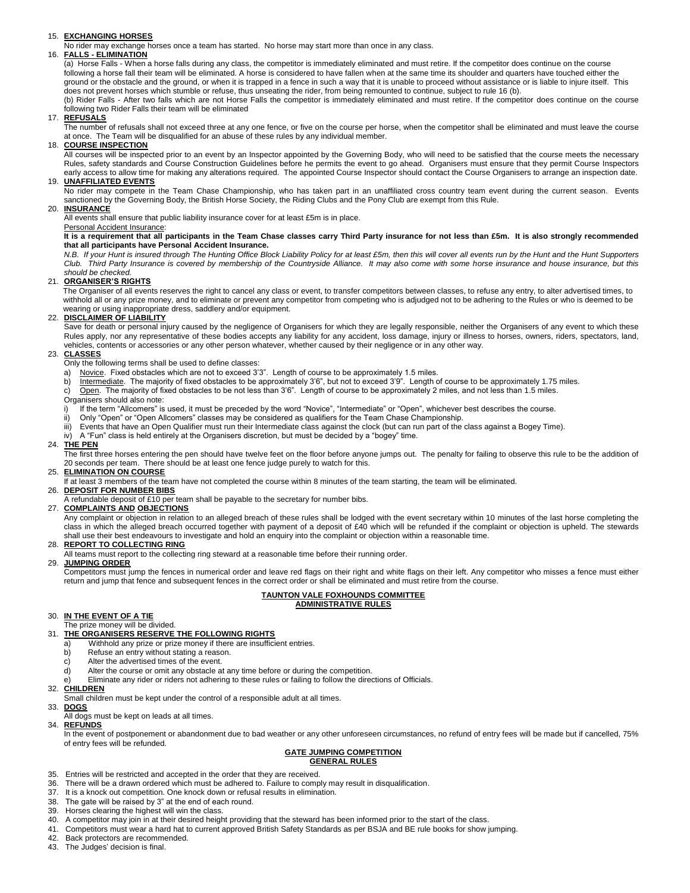15. **EXCHANGING HORSES**

No rider may exchange horses once a team has started. No horse may start more than once in any class.

16. **FALLS - ELIMINATION**

(a) Horse Falls - When a horse falls during any class, the competitor is immediately eliminated and must retire. If the competitor does continue on the course following a horse fall their team will be eliminated. A horse is considered to have fallen when at the same time its shoulder and quarters have touched either the ground or the obstacle and the ground, or when it is trapped in a fence in such a way that it is unable to proceed without assistance or is liable to injure itself. This does not prevent horses which stumble or refuse, thus unseating the rider, from being remounted to continue, subject to rule 16 (b).

(b) Rider Falls - After two falls which are not Horse Falls the competitor is immediately eliminated and must retire. If the competitor does continue on the course following two Rider Falls their team will be eliminated

17. **REFUSALS**

The number of refusals shall not exceed three at any one fence, or five on the course per horse, when the competitor shall be eliminated and must leave the course at once. The Team will be disqualified for an abuse of these rules by any individual member.

18. **COURSE INSPECTION**

All courses will be inspected prior to an event by an Inspector appointed by the Governing Body, who will need to be satisfied that the course meets the necessary Rules, safety standards and Course Construction Guidelines before he permits the event to go ahead. Organisers must ensure that they permit Course Inspectors early access to allow time for making any alterations required. The appointed Course Inspector should contact the Course Organisers to arrange an inspection date.

19. **UNAFFILIATED EVENTS**

No rider may compete in the Team Chase Championship, who has taken part in an unaffiliated cross country team event during the current season. Events sanctioned by the Governing Body, the British Horse Society, the Riding Clubs and the Pony Club are exempt from this Rule.

20. **INSURANCE**

All events shall ensure that public liability insurance cover for at least £5m is in place.

Personal Accident Insurance:

**It is a requirement that all participants in the Team Chase classes carry Third Party insurance for not less than £5m. It is also strongly recommended that all participants have Personal Accident Insurance.**

*N.B. If your Hunt is insured through The Hunting Office Block Liability Policy for at least £5m, then this will cover all events run by the Hunt and the Hunt Supporters Club. Third Party Insurance is covered by membership of the Countryside Alliance. It may also come with some horse insurance and house insurance, but this should be checked.*

21. **ORGANISER'S RIGHTS**

The Organiser of all events reserves the right to cancel any class or event, to transfer competitors between classes, to refuse any entry, to alter advertised times, to withhold all or any prize money, and to eliminate or prevent any competitor from competing who is adjudged not to be adhering to the Rules or who is deemed to be wearing or using inappropriate dress, saddlery and/or equipment.

22. **DISCLAIMER OF LIABILITY**

Save for death or personal injury caused by the negligence of Organisers for which they are legally responsible, neither the Organisers of any event to which these Rules apply, nor any representative of these bodies accepts any liability for any accident, loss damage, injury or illness to horses, owners, riders, spectators, land, vehicles, contents or accessories or any other person whatever, whether caused by their negligence or in any other way.

23. **CLASSES**

Only the following terms shall be used to define classes:

a) Novice. Fixed obstacles which are not to exceed 3'3". Length of course to be approximately 1.5 miles.
b) Intermediate. The majority of fixed obstacles to be approximately 3'6", but not to exceed 3'9". Length of course to be approximately 1.75 miles.
c) Open. The majority of fixed obstacles to be not less than 3'6". Length of course to be approximately 2 miles, and not less than 1.5 miles.

Organisers should also note:

i) If the term "Allcomers" is used, it must be preceded by the word "Novice", "Intermediate" or "Open", whichever best describes the course.
ii) Only "Open" or "Open Allcomers" classes may be considered as qualifiers for the Team Chase Championship.
iii) Events that have an Open Qualifier must run their Intermediate class against the clock (but can run part of the class against a Bogey Time).
iv) A "Fun" class is held entirely at the Organisers discretion, but must be decided by a "bogey" time.

24. **THE PEN**

The first three horses entering the pen should have twelve feet on the floor before anyone jumps out. The penalty for failing to observe this rule to be the addition of 20 seconds per team. There should be at least one fence judge purely to watch for this.

25. **ELIMINATION ON COURSE**

If at least 3 members of the team have not completed the course within 8 minutes of the team starting, the team will be eliminated.

26. **DEPOSIT FOR NUMBER BIBS**

A refundable deposit of £10 per team shall be payable to the secretary for number bibs.

27. **COMPLAINTS AND OBJECTIONS**

Any complaint or objection in relation to an alleged breach of these rules shall be lodged with the event secretary within 10 minutes of the last horse completing the class in which the alleged breach occurred together with payment of a deposit of £40 which will be refunded if the complaint or objection is upheld. The stewards shall use their best endeavours to investigate and hold an enquiry into the complaint or objection within a reasonable time.

28. **REPORT TO COLLECTING RING**

All teams must report to the collecting ring steward at a reasonable time before their running order.

29. **JUMPING ORDER**

Competitors must jump the fences in numerical order and leave red flags on their right and white flags on their left. Any competitor who misses a fence must either return and jump that fence and subsequent fences in the correct order or shall be eliminated and must retire from the course.

## TAUNTON VALE FOXHOUNDS COMMITTEE
## ADMINISTRATIVE RULES

30. **IN THE EVENT OF A TIE**

The prize money will be divided.

31. **THE ORGANISERS RESERVE THE FOLLOWING RIGHTS**

a) Withhold any prize or prize money if there are insufficient entries.
b) Refuse an entry without stating a reason.
c) Alter the advertised times of the event.
d) Alter the course or omit any obstacle at any time before or during the competition.
e) Eliminate any rider or riders not adhering to these rules or failing to follow the directions of Officials.

32. **CHILDREN**

Small children must be kept under the control of a responsible adult at all times.

33. **DOGS**

All dogs must be kept on leads at all times.

34. **REFUNDS**

In the event of postponement or abandonment due to bad weather or any other unforeseen circumstances, no refund of entry fees will be made but if cancelled, 75% of entry fees will be refunded.

## GATE JUMPING COMPETITION
## GENERAL RULES

35. Entries will be restricted and accepted in the order that they are received.
36. There will be a drawn ordered which must be adhered to. Failure to comply may result in disqualification.
37. It is a knock out competition. One knock down or refusal results in elimination.
38. The gate will be raised by 3" at the end of each round.
39. Horses clearing the highest will win the class.
40. A competitor may join in at their desired height providing that the steward has been informed prior to the start of the class.
41. Competitors must wear a hard hat to current approved British Safety Standards as per BSJA and BE rule books for show jumping.
42. Back protectors are recommended.
43. The Judges' decision is final.